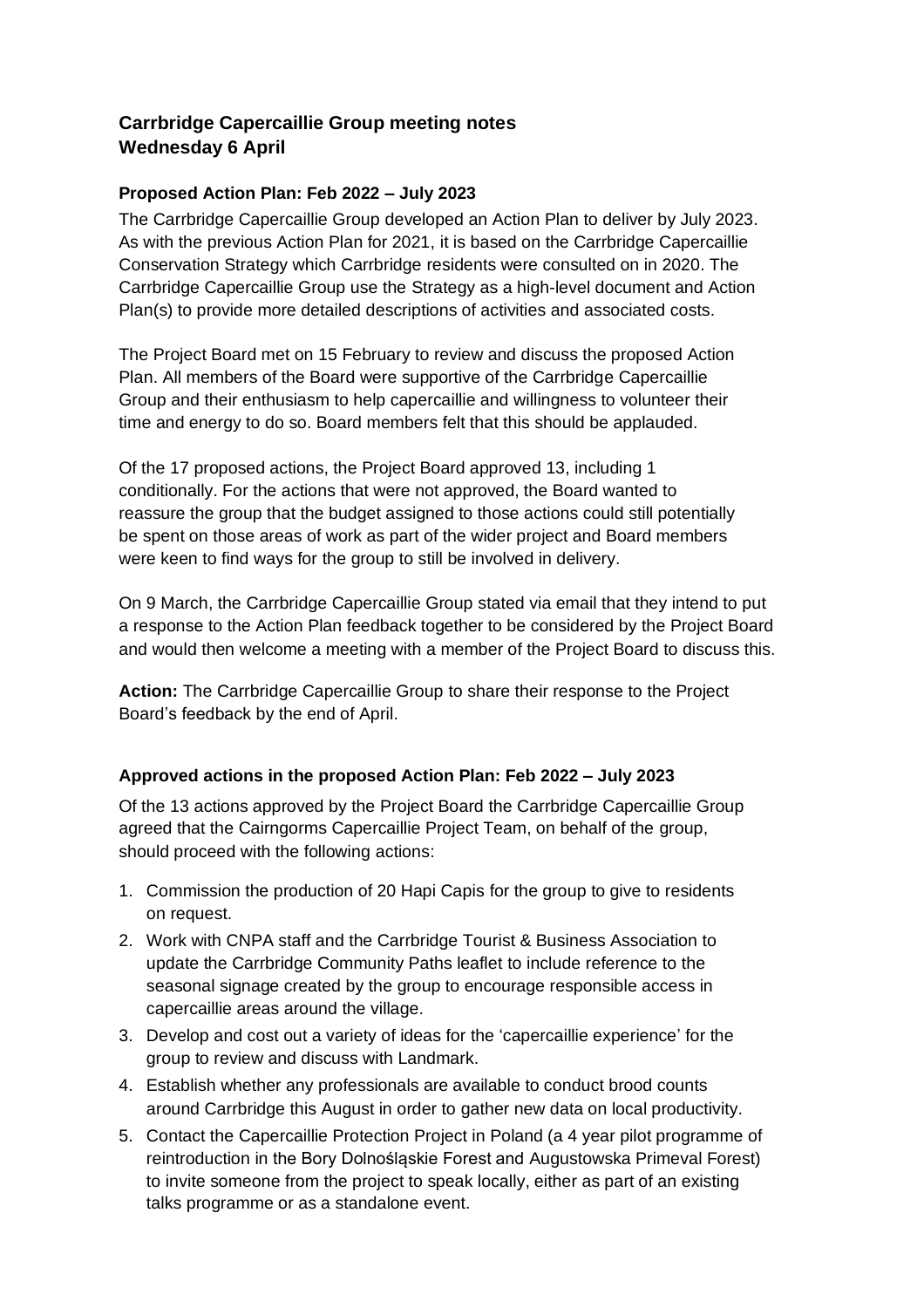# Carrbridge Capercaillie Group meeting notes
# Wednesday 6 April

## Proposed Action Plan: Feb 2022 – July 2023

The Carrbridge Capercaillie Group developed an Action Plan to deliver by July 2023. As with the previous Action Plan for 2021, it is based on the Carrbridge Capercaillie Conservation Strategy which Carrbridge residents were consulted on in 2020. The Carrbridge Capercaillie Group use the Strategy as a high-level document and Action Plan(s) to provide more detailed descriptions of activities and associated costs.

The Project Board met on 15 February to review and discuss the proposed Action Plan. All members of the Board were supportive of the Carrbridge Capercaillie Group and their enthusiasm to help capercaillie and willingness to volunteer their time and energy to do so. Board members felt that this should be applauded.

Of the 17 proposed actions, the Project Board approved 13, including 1 conditionally. For the actions that were not approved, the Board wanted to reassure the group that the budget assigned to those actions could still potentially be spent on those areas of work as part of the wider project and Board members were keen to find ways for the group to still be involved in delivery.

On 9 March, the Carrbridge Capercaillie Group stated via email that they intend to put a response to the Action Plan feedback together to be considered by the Project Board and would then welcome a meeting with a member of the Project Board to discuss this.

**Action:** The Carrbridge Capercaillie Group to share their response to the Project Board's feedback by the end of April.

## Approved actions in the proposed Action Plan: Feb 2022 – July 2023

Of the 13 actions approved by the Project Board the Carrbridge Capercaillie Group agreed that the Cairngorms Capercaillie Project Team, on behalf of the group, should proceed with the following actions:

1. Commission the production of 20 Hapi Capis for the group to give to residents on request.
2. Work with CNPA staff and the Carrbridge Tourist & Business Association to update the Carrbridge Community Paths leaflet to include reference to the seasonal signage created by the group to encourage responsible access in capercaillie areas around the village.
3. Develop and cost out a variety of ideas for the 'capercaillie experience' for the group to review and discuss with Landmark.
4. Establish whether any professionals are available to conduct brood counts around Carrbridge this August in order to gather new data on local productivity.
5. Contact the Capercaillie Protection Project in Poland (a 4 year pilot programme of reintroduction in the Bory Dolnośląskie Forest and Augustowska Primeval Forest) to invite someone from the project to speak locally, either as part of an existing talks programme or as a standalone event.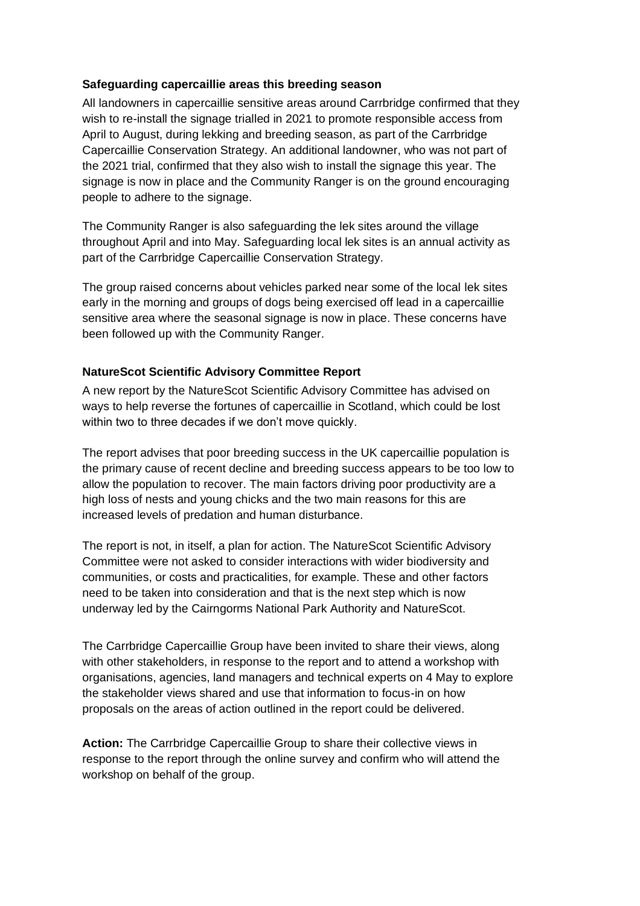### Safeguarding capercaillie areas this breeding season

All landowners in capercaillie sensitive areas around Carrbridge confirmed that they wish to re-install the signage trialled in 2021 to promote responsible access from April to August, during lekking and breeding season, as part of the Carrbridge Capercaillie Conservation Strategy. An additional landowner, who was not part of the 2021 trial, confirmed that they also wish to install the signage this year. The signage is now in place and the Community Ranger is on the ground encouraging people to adhere to the signage.

The Community Ranger is also safeguarding the lek sites around the village throughout April and into May. Safeguarding local lek sites is an annual activity as part of the Carrbridge Capercaillie Conservation Strategy.

The group raised concerns about vehicles parked near some of the local lek sites early in the morning and groups of dogs being exercised off lead in a capercaillie sensitive area where the seasonal signage is now in place. These concerns have been followed up with the Community Ranger.

### NatureScot Scientific Advisory Committee Report

A new report by the NatureScot Scientific Advisory Committee has advised on ways to help reverse the fortunes of capercaillie in Scotland, which could be lost within two to three decades if we don't move quickly.

The report advises that poor breeding success in the UK capercaillie population is the primary cause of recent decline and breeding success appears to be too low to allow the population to recover. The main factors driving poor productivity are a high loss of nests and young chicks and the two main reasons for this are increased levels of predation and human disturbance.

The report is not, in itself, a plan for action. The NatureScot Scientific Advisory Committee were not asked to consider interactions with wider biodiversity and communities, or costs and practicalities, for example. These and other factors need to be taken into consideration and that is the next step which is now underway led by the Cairngorms National Park Authority and NatureScot.

The Carrbridge Capercaillie Group have been invited to share their views, along with other stakeholders, in response to the report and to attend a workshop with organisations, agencies, land managers and technical experts on 4 May to explore the stakeholder views shared and use that information to focus-in on how proposals on the areas of action outlined in the report could be delivered.

**Action:** The Carrbridge Capercaillie Group to share their collective views in response to the report through the online survey and confirm who will attend the workshop on behalf of the group.